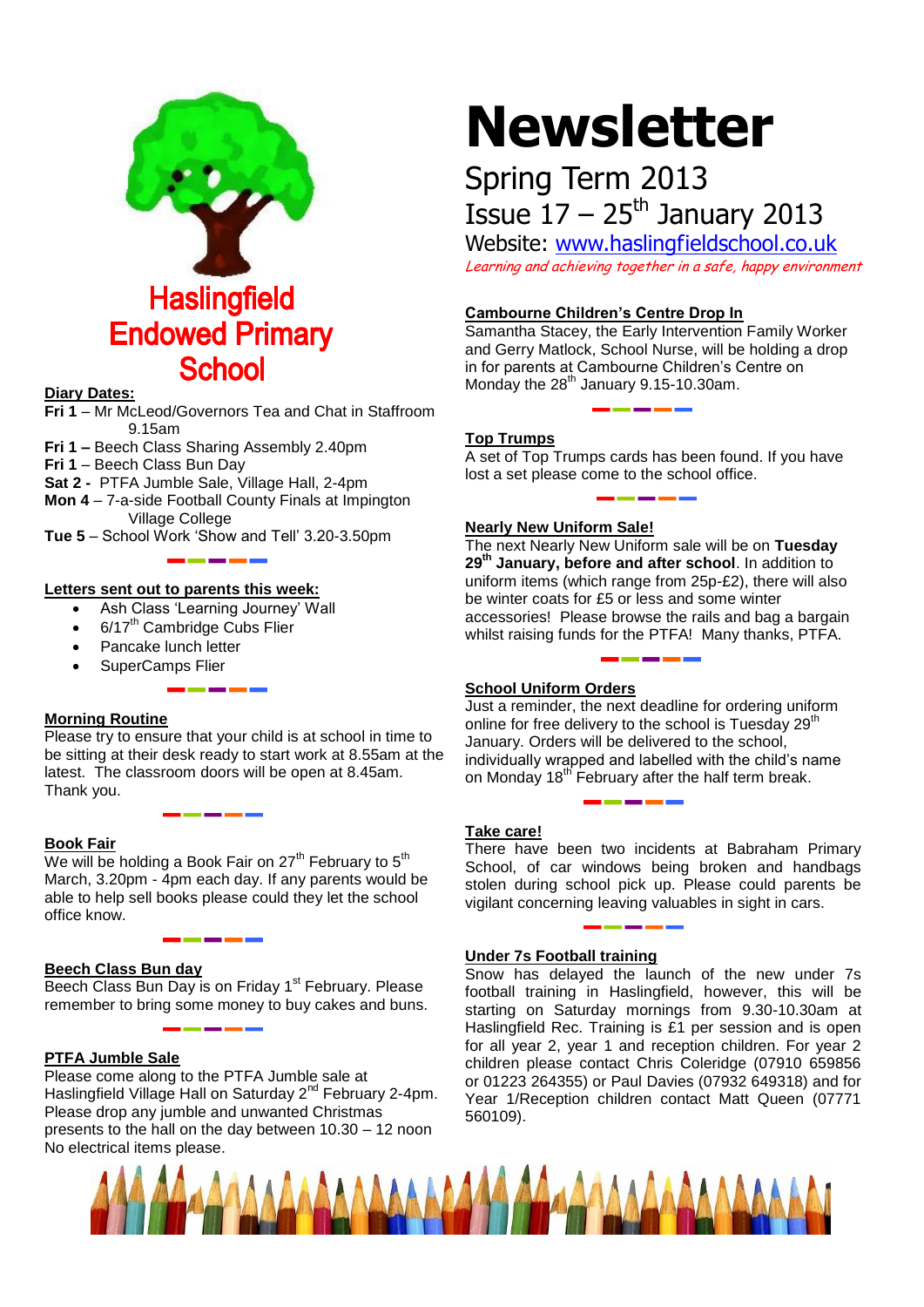# Newsletter

## Spring Term 2013

## Issue 17 – 25th January 2013

Website: www.haslingfieldschool.co.uk

*Learning and achieving together in a safe, happy environment*

# Haslingfield Endowed Primary School

## Diary Dates:

**Fri 1** – Mr McLeod/Governors Tea and Chat in Staffroom 9.15am

**Fri 1 –** Beech Class Sharing Assembly 2.40pm

**Fri 1** – Beech Class Bun Day

**Sat 2 -** PTFA Jumble Sale, Village Hall, 2-4pm

**Mon 4** – 7-a-side Football County Finals at Impington Village College

**Tue 5** – School Work 'Show and Tell' 3.20-3.50pm

## Letters sent out to parents this week:

- Ash Class 'Learning Journey' Wall
- 6/17th Cambridge Cubs Flier
- Pancake lunch letter
- SuperCamps Flier

## Morning Routine

Please try to ensure that your child is at school in time to be sitting at their desk ready to start work at 8.55am at the latest. The classroom doors will be open at 8.45am. Thank you.

## Book Fair

We will be holding a Book Fair on 27th February to 5th March, 3.20pm - 4pm each day. If any parents would be able to help sell books please could they let the school office know.

## Beech Class Bun day

Beech Class Bun Day is on Friday 1st February. Please remember to bring some money to buy cakes and buns.

## PTFA Jumble Sale

Please come along to the PTFA Jumble sale at Haslingfield Village Hall on Saturday 2nd February 2-4pm. Please drop any jumble and unwanted Christmas presents to the hall on the day between 10.30 – 12 noon No electrical items please.

## Cambourne Children's Centre Drop In

Samantha Stacey, the Early Intervention Family Worker and Gerry Matlock, School Nurse, will be holding a drop in for parents at Cambourne Children's Centre on Monday the 28th January 9.15-10.30am.

## Top Trumps

A set of Top Trumps cards has been found. If you have lost a set please come to the school office.

## Nearly New Uniform Sale!

The next Nearly New Uniform sale will be on **Tuesday 29th January, before and after school**. In addition to uniform items (which range from 25p-£2), there will also be winter coats for £5 or less and some winter accessories! Please browse the rails and bag a bargain whilst raising funds for the PTFA! Many thanks, PTFA.

## School Uniform Orders

Just a reminder, the next deadline for ordering uniform online for free delivery to the school is Tuesday 29th January. Orders will be delivered to the school, individually wrapped and labelled with the child's name on Monday 18th February after the half term break.

## Take care!

There have been two incidents at Babraham Primary School, of car windows being broken and handbags stolen during school pick up. Please could parents be vigilant concerning leaving valuables in sight in cars.

## Under 7s Football training

Snow has delayed the launch of the new under 7s football training in Haslingfield, however, this will be starting on Saturday mornings from 9.30-10.30am at Haslingfield Rec. Training is £1 per session and is open for all year 2, year 1 and reception children. For year 2 children please contact Chris Coleridge (07910 659856 or 01223 264355) or Paul Davies (07932 649318) and for Year 1/Reception children contact Matt Queen (07771 560109).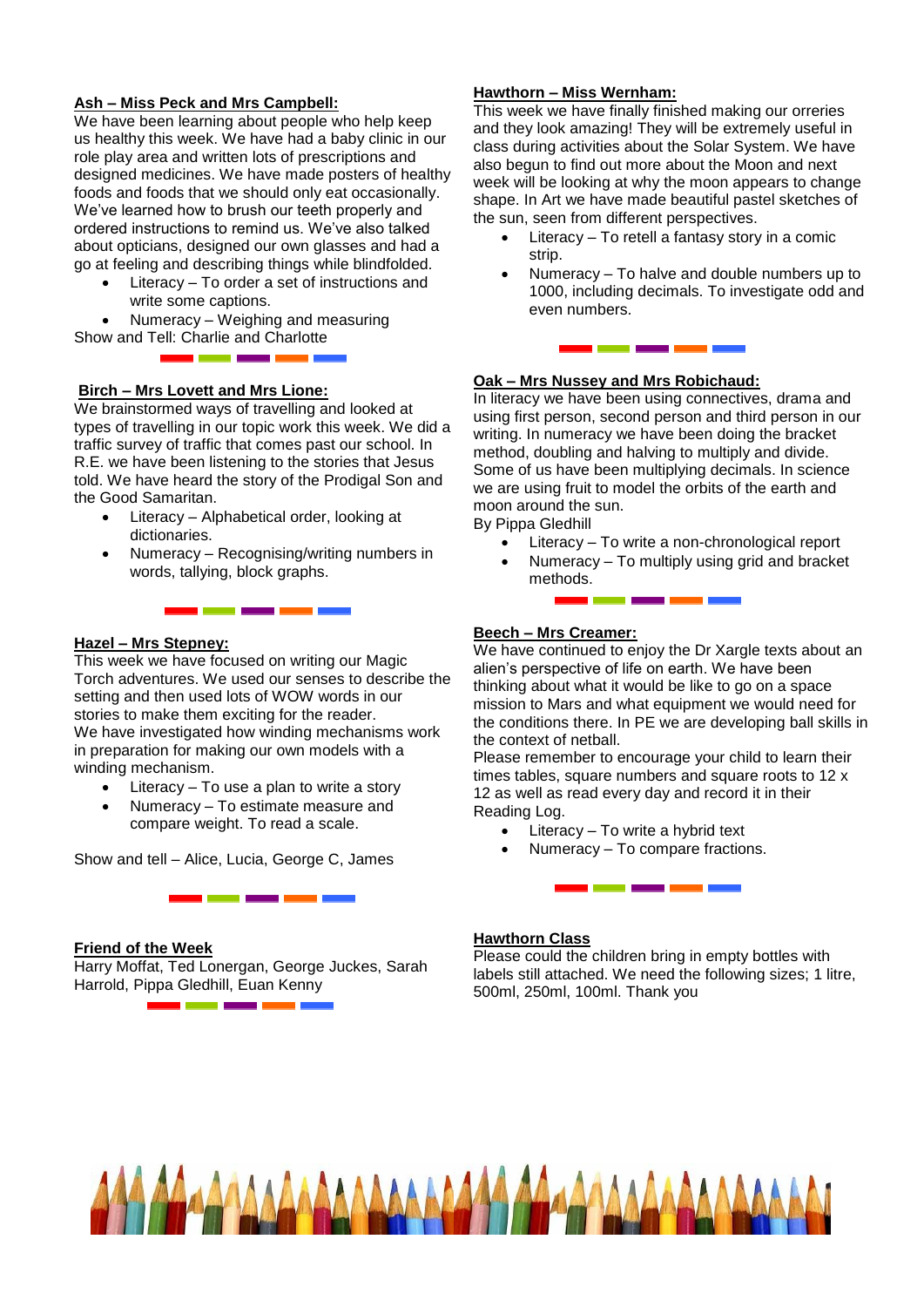**Ash – Miss Peck and Mrs Campbell:**

We have been learning about people who help keep us healthy this week. We have had a baby clinic in our role play area and written lots of prescriptions and designed medicines. We have made posters of healthy foods and foods that we should only eat occasionally. We've learned how to brush our teeth properly and ordered instructions to remind us. We've also talked about opticians, designed our own glasses and had a go at feeling and describing things while blindfolded.

- Literacy – To order a set of instructions and write some captions.
- Numeracy – Weighing and measuring

Show and Tell: Charlie and Charlotte

**Birch – Mrs Lovett and Mrs Lione:**

We brainstormed ways of travelling and looked at types of travelling in our topic work this week. We did a traffic survey of traffic that comes past our school. In R.E. we have been listening to the stories that Jesus told. We have heard the story of the Prodigal Son and the Good Samaritan.

- Literacy – Alphabetical order, looking at dictionaries.
- Numeracy – Recognising/writing numbers in words, tallying, block graphs.

**Hazel – Mrs Stepney:**

This week we have focused on writing our Magic Torch adventures. We used our senses to describe the setting and then used lots of WOW words in our stories to make them exciting for the reader.
We have investigated how winding mechanisms work in preparation for making our own models with a winding mechanism.

- Literacy – To use a plan to write a story
- Numeracy – To estimate measure and compare weight. To read a scale.

Show and tell – Alice, Lucia, George C, James

**Friend of the Week**

Harry Moffat, Ted Lonergan, George Juckes, Sarah Harrold, Pippa Gledhill, Euan Kenny

**Hawthorn – Miss Wernham:**

This week we have finally finished making our orreries and they look amazing! They will be extremely useful in class during activities about the Solar System. We have also begun to find out more about the Moon and next week will be looking at why the moon appears to change shape. In Art we have made beautiful pastel sketches of the sun, seen from different perspectives.

- Literacy – To retell a fantasy story in a comic strip.
- Numeracy – To halve and double numbers up to 1000, including decimals. To investigate odd and even numbers.

**Oak – Mrs Nussey and Mrs Robichaud:**

In literacy we have been using connectives, drama and using first person, second person and third person in our writing. In numeracy we have been doing the bracket method, doubling and halving to multiply and divide. Some of us have been multiplying decimals. In science we are using fruit to model the orbits of the earth and moon around the sun.
By Pippa Gledhill

- Literacy – To write a non-chronological report
- Numeracy – To multiply using grid and bracket methods.

**Beech – Mrs Creamer:**

We have continued to enjoy the Dr Xargle texts about an alien's perspective of life on earth. We have been thinking about what it would be like to go on a space mission to Mars and what equipment we would need for the conditions there. In PE we are developing ball skills in the context of netball.
Please remember to encourage your child to learn their times tables, square numbers and square roots to 12 x 12 as well as read every day and record it in their Reading Log.

- Literacy – To write a hybrid text
- Numeracy – To compare fractions.

**Hawthorn Class**

Please could the children bring in empty bottles with labels still attached. We need the following sizes; 1 litre, 500ml, 250ml, 100ml. Thank you